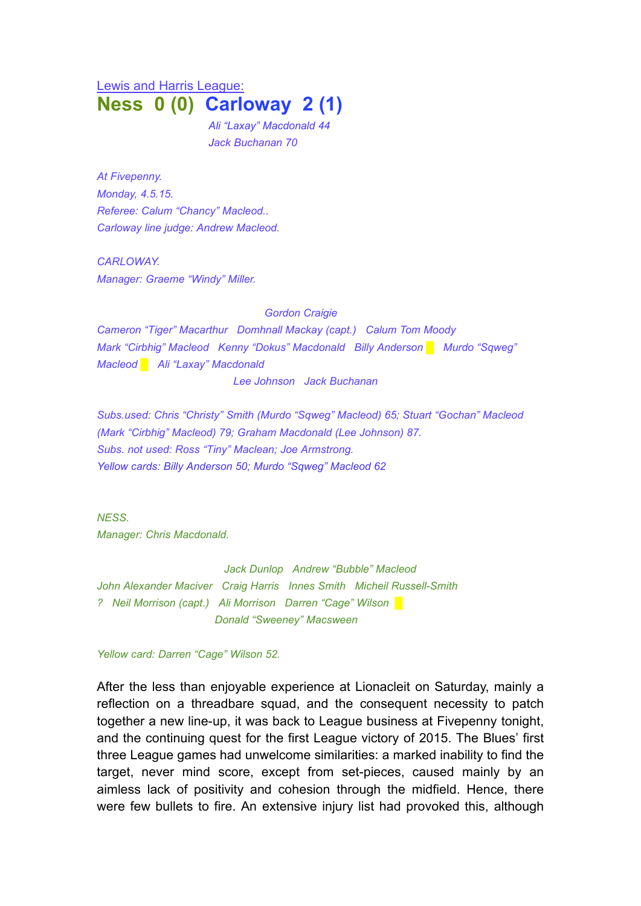Lewis and Harris League:

# Ness 0 (0) Carloway 2 (1)

*Ali "Laxay" Macdonald 44*
*Jack Buchanan 70*

*At Fivepenny.*
*Monday, 4.5.15.*
*Referee: Calum "Chancy" Macleod..*
*Carloway line judge: Andrew Macleod.*

*CARLOWAY.*
*Manager: Graeme "Windy" Miller.*

*Gordon Craigie*
*Cameron "Tiger" Macarthur Domhnall Mackay (capt.) Calum Tom Moody*
*Mark "Cirbhig" Macleod Kenny "Dokus" Macdonald Billy Anderson Murdo "Sqweg" Macleod Ali "Laxay" Macdonald*
*Lee Johnson Jack Buchanan*

*Subs.used: Chris "Christy" Smith (Murdo "Sqweg" Macleod) 65; Stuart "Gochan" Macleod (Mark "Cirbhig" Macleod) 79; Graham Macdonald (Lee Johnson) 87.*
*Subs. not used: Ross "Tiny" Maclean; Joe Armstrong.*
*Yellow cards: Billy Anderson 50; Murdo "Sqweg" Macleod 62*

*NESS.*
*Manager: Chris Macdonald.*

*Jack Dunlop Andrew "Bubble" Macleod*
*John Alexander Maciver Craig Harris Innes Smith Micheil Russell-Smith*
*? Neil Morrison (capt.) Ali Morrison Darren "Cage" Wilson*
*Donald "Sweeney" Macsween*

*Yellow card: Darren "Cage" Wilson 52.*

After the less than enjoyable experience at Lionacleit on Saturday, mainly a reflection on a threadbare squad, and the consequent necessity to patch together a new line-up, it was back to League business at Fivepenny tonight, and the continuing quest for the first League victory of 2015. The Blues' first three League games had unwelcome similarities: a marked inability to find the target, never mind score, except from set-pieces, caused mainly by an aimless lack of positivity and cohesion through the midfield. Hence, there were few bullets to fire. An extensive injury list had provoked this, although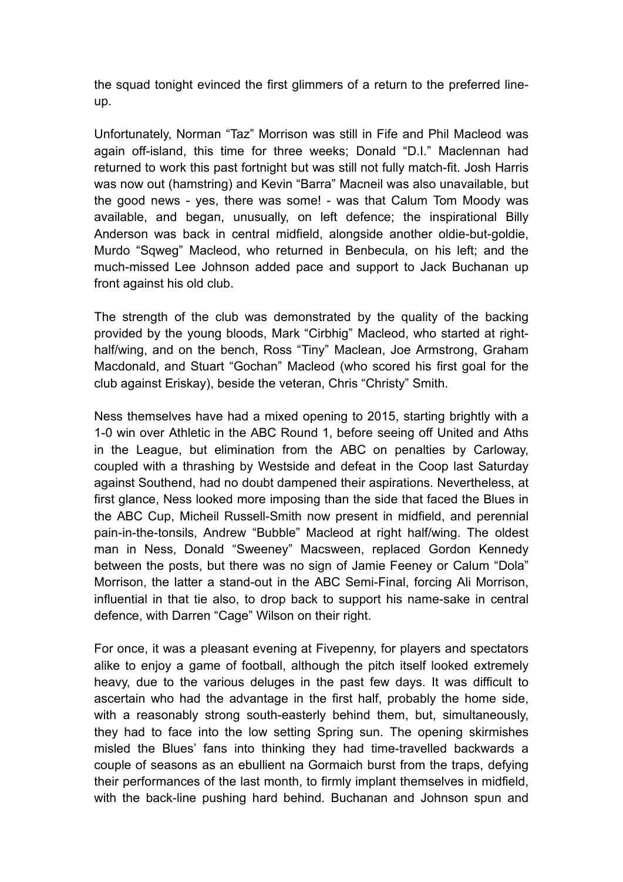the squad tonight evinced the first glimmers of a return to the preferred line-up.

Unfortunately, Norman "Taz" Morrison was still in Fife and Phil Macleod was again off-island, this time for three weeks; Donald "D.I." Maclennan had returned to work this past fortnight but was still not fully match-fit. Josh Harris was now out (hamstring) and Kevin "Barra" Macneil was also unavailable, but the good news - yes, there was some! - was that Calum Tom Moody was available, and began, unusually, on left defence; the inspirational Billy Anderson was back in central midfield, alongside another oldie-but-goldie, Murdo "Sqweg" Macleod, who returned in Benbecula, on his left; and the much-missed Lee Johnson added pace and support to Jack Buchanan up front against his old club.

The strength of the club was demonstrated by the quality of the backing provided by the young bloods, Mark "Cirbhig" Macleod, who started at right-half/wing, and on the bench, Ross "Tiny" Maclean, Joe Armstrong, Graham Macdonald, and Stuart "Gochan" Macleod (who scored his first goal for the club against Eriskay), beside the veteran, Chris "Christy" Smith.

Ness themselves have had a mixed opening to 2015, starting brightly with a 1-0 win over Athletic in the ABC Round 1, before seeing off United and Aths in the League, but elimination from the ABC on penalties by Carloway, coupled with a thrashing by Westside and defeat in the Coop last Saturday against Southend, had no doubt dampened their aspirations. Nevertheless, at first glance, Ness looked more imposing than the side that faced the Blues in the ABC Cup, Micheil Russell-Smith now present in midfield, and perennial pain-in-the-tonsils, Andrew "Bubble" Macleod at right half/wing. The oldest man in Ness, Donald "Sweeney" Macsween, replaced Gordon Kennedy between the posts, but there was no sign of Jamie Feeney or Calum "Dola" Morrison, the latter a stand-out in the ABC Semi-Final, forcing Ali Morrison, influential in that tie also, to drop back to support his name-sake in central defence, with Darren "Cage" Wilson on their right.

For once, it was a pleasant evening at Fivepenny, for players and spectators alike to enjoy a game of football, although the pitch itself looked extremely heavy, due to the various deluges in the past few days. It was difficult to ascertain who had the advantage in the first half, probably the home side, with a reasonably strong south-easterly behind them, but, simultaneously, they had to face into the low setting Spring sun. The opening skirmishes misled the Blues' fans into thinking they had time-travelled backwards a couple of seasons as an ebullient na Gormaich burst from the traps, defying their performances of the last month, to firmly implant themselves in midfield, with the back-line pushing hard behind. Buchanan and Johnson spun and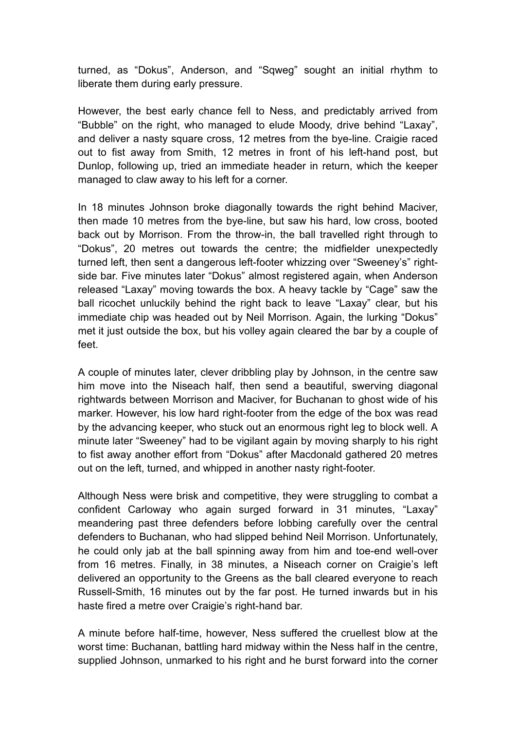turned, as “Dokus”, Anderson, and “Sqweg” sought an initial rhythm to liberate them during early pressure.

However, the best early chance fell to Ness, and predictably arrived from “Bubble” on the right, who managed to elude Moody, drive behind “Laxay”, and deliver a nasty square cross, 12 metres from the bye-line. Craigie raced out to fist away from Smith, 12 metres in front of his left-hand post, but Dunlop, following up, tried an immediate header in return, which the keeper managed to claw away to his left for a corner.

In 18 minutes Johnson broke diagonally towards the right behind Maciver, then made 10 metres from the bye-line, but saw his hard, low cross, booted back out by Morrison. From the throw-in, the ball travelled right through to “Dokus”, 20 metres out towards the centre; the midfielder unexpectedly turned left, then sent a dangerous left-footer whizzing over “Sweeney’s” right-side bar. Five minutes later “Dokus” almost registered again, when Anderson released “Laxay” moving towards the box. A heavy tackle by “Cage” saw the ball ricochet unluckily behind the right back to leave “Laxay” clear, but his immediate chip was headed out by Neil Morrison. Again, the lurking “Dokus” met it just outside the box, but his volley again cleared the bar by a couple of feet.

A couple of minutes later, clever dribbling play by Johnson, in the centre saw him move into the Niseach half, then send a beautiful, swerving diagonal rightwards between Morrison and Maciver, for Buchanan to ghost wide of his marker. However, his low hard right-footer from the edge of the box was read by the advancing keeper, who stuck out an enormous right leg to block well. A minute later “Sweeney” had to be vigilant again by moving sharply to his right to fist away another effort from “Dokus” after Macdonald gathered 20 metres out on the left, turned, and whipped in another nasty right-footer.

Although Ness were brisk and competitive, they were struggling to combat a confident Carloway who again surged forward in 31 minutes, “Laxay” meandering past three defenders before lobbing carefully over the central defenders to Buchanan, who had slipped behind Neil Morrison. Unfortunately, he could only jab at the ball spinning away from him and toe-end well-over from 16 metres. Finally, in 38 minutes, a Niseach corner on Craigie’s left delivered an opportunity to the Greens as the ball cleared everyone to reach Russell-Smith, 16 minutes out by the far post. He turned inwards but in his haste fired a metre over Craigie’s right-hand bar.

A minute before half-time, however, Ness suffered the cruellest blow at the worst time: Buchanan, battling hard midway within the Ness half in the centre, supplied Johnson, unmarked to his right and he burst forward into the corner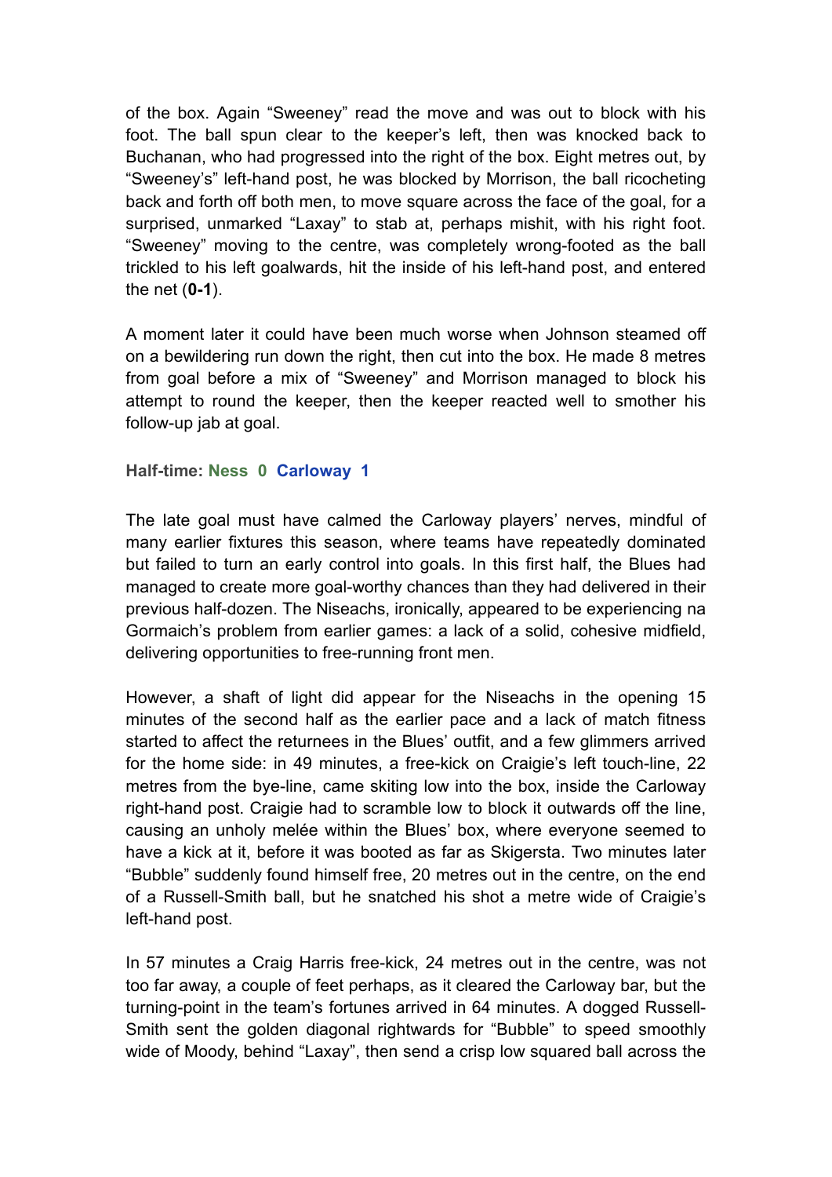of the box. Again "Sweeney" read the move and was out to block with his foot. The ball spun clear to the keeper's left, then was knocked back to Buchanan, who had progressed into the right of the box. Eight metres out, by "Sweeney's" left-hand post, he was blocked by Morrison, the ball ricocheting back and forth off both men, to move square across the face of the goal, for a surprised, unmarked "Laxay" to stab at, perhaps mishit, with his right foot. "Sweeney" moving to the centre, was completely wrong-footed as the ball trickled to his left goalwards, hit the inside of his left-hand post, and entered the net (**0-1**).

A moment later it could have been much worse when Johnson steamed off on a bewildering run down the right, then cut into the box. He made 8 metres from goal before a mix of "Sweeney" and Morrison managed to block his attempt to round the keeper, then the keeper reacted well to smother his follow-up jab at goal.

**Half-time: Ness 0 Carloway 1**

The late goal must have calmed the Carloway players' nerves, mindful of many earlier fixtures this season, where teams have repeatedly dominated but failed to turn an early control into goals. In this first half, the Blues had managed to create more goal-worthy chances than they had delivered in their previous half-dozen. The Niseachs, ironically, appeared to be experiencing na Gormaich's problem from earlier games: a lack of a solid, cohesive midfield, delivering opportunities to free-running front men.

However, a shaft of light did appear for the Niseachs in the opening 15 minutes of the second half as the earlier pace and a lack of match fitness started to affect the returnees in the Blues' outfit, and a few glimmers arrived for the home side: in 49 minutes, a free-kick on Craigie's left touch-line, 22 metres from the bye-line, came skiting low into the box, inside the Carloway right-hand post. Craigie had to scramble low to block it outwards off the line, causing an unholy melée within the Blues' box, where everyone seemed to have a kick at it, before it was booted as far as Skigersta. Two minutes later "Bubble" suddenly found himself free, 20 metres out in the centre, on the end of a Russell-Smith ball, but he snatched his shot a metre wide of Craigie's left-hand post.

In 57 minutes a Craig Harris free-kick, 24 metres out in the centre, was not too far away, a couple of feet perhaps, as it cleared the Carloway bar, but the turning-point in the team's fortunes arrived in 64 minutes. A dogged Russell-Smith sent the golden diagonal rightwards for "Bubble" to speed smoothly wide of Moody, behind "Laxay", then send a crisp low squared ball across the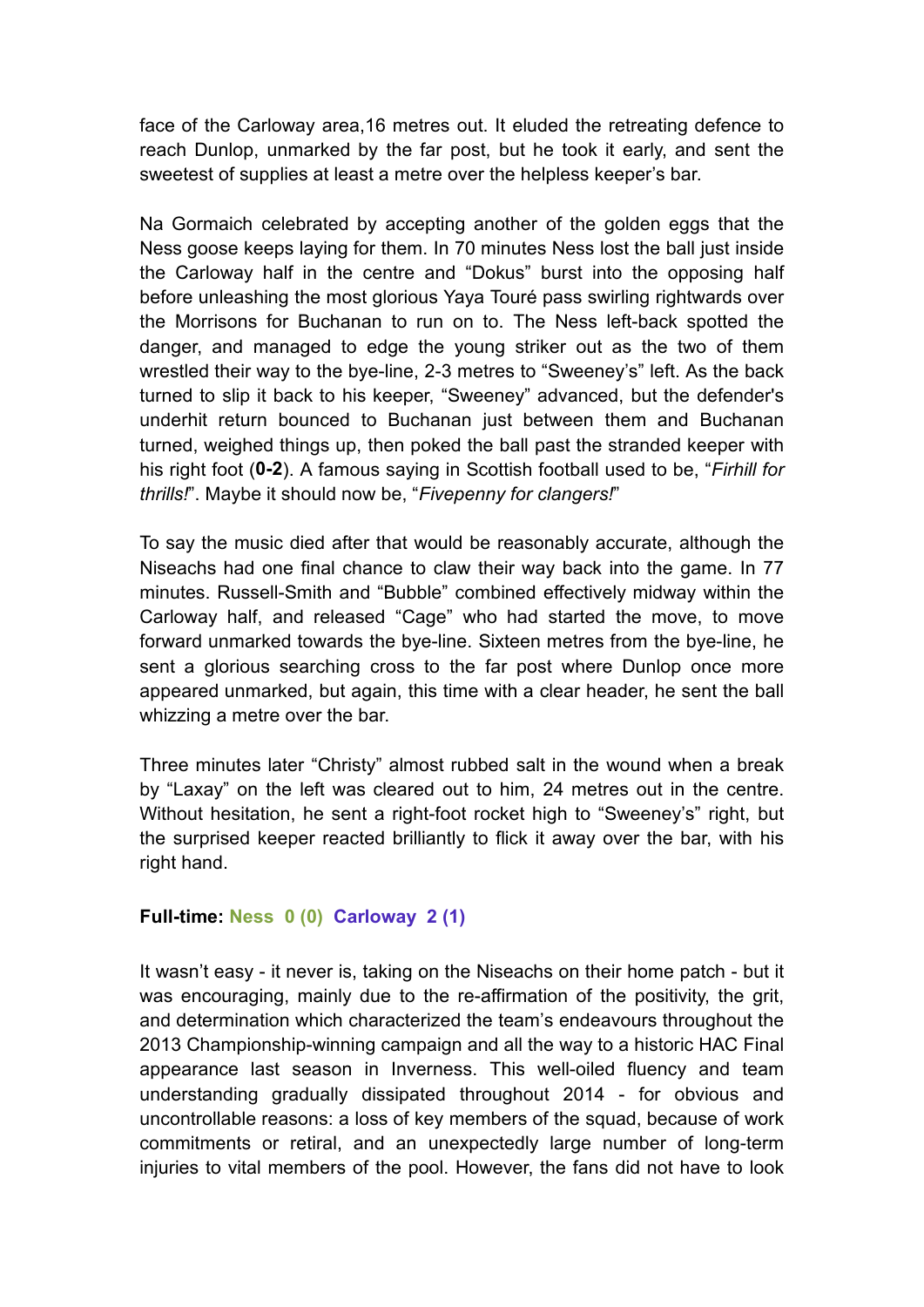face of the Carloway area,16 metres out. It eluded the retreating defence to reach Dunlop, unmarked by the far post, but he took it early, and sent the sweetest of supplies at least a metre over the helpless keeper's bar.

Na Gormaich celebrated by accepting another of the golden eggs that the Ness goose keeps laying for them. In 70 minutes Ness lost the ball just inside the Carloway half in the centre and "Dokus" burst into the opposing half before unleashing the most glorious Yaya Touré pass swirling rightwards over the Morrisons for Buchanan to run on to. The Ness left-back spotted the danger, and managed to edge the young striker out as the two of them wrestled their way to the bye-line, 2-3 metres to "Sweeney's" left. As the back turned to slip it back to his keeper, "Sweeney" advanced, but the defender's underhit return bounced to Buchanan just between them and Buchanan turned, weighed things up, then poked the ball past the stranded keeper with his right foot (**0-2**). A famous saying in Scottish football used to be, "*Firhill for thrills!*". Maybe it should now be, "*Fivepenny for clangers!*"

To say the music died after that would be reasonably accurate, although the Niseachs had one final chance to claw their way back into the game. In 77 minutes. Russell-Smith and "Bubble" combined effectively midway within the Carloway half, and released "Cage" who had started the move, to move forward unmarked towards the bye-line. Sixteen metres from the bye-line, he sent a glorious searching cross to the far post where Dunlop once more appeared unmarked, but again, this time with a clear header, he sent the ball whizzing a metre over the bar.

Three minutes later "Christy" almost rubbed salt in the wound when a break by "Laxay" on the left was cleared out to him, 24 metres out in the centre. Without hesitation, he sent a right-foot rocket high to "Sweeney's" right, but the surprised keeper reacted brilliantly to flick it away over the bar, with his right hand.

**Full-time: Ness 0 (0) Carloway 2 (1)**

It wasn't easy - it never is, taking on the Niseachs on their home patch - but it was encouraging, mainly due to the re-affirmation of the positivity, the grit, and determination which characterized the team's endeavours throughout the 2013 Championship-winning campaign and all the way to a historic HAC Final appearance last season in Inverness. This well-oiled fluency and team understanding gradually dissipated throughout 2014 - for obvious and uncontrollable reasons: a loss of key members of the squad, because of work commitments or retiral, and an unexpectedly large number of long-term injuries to vital members of the pool. However, the fans did not have to look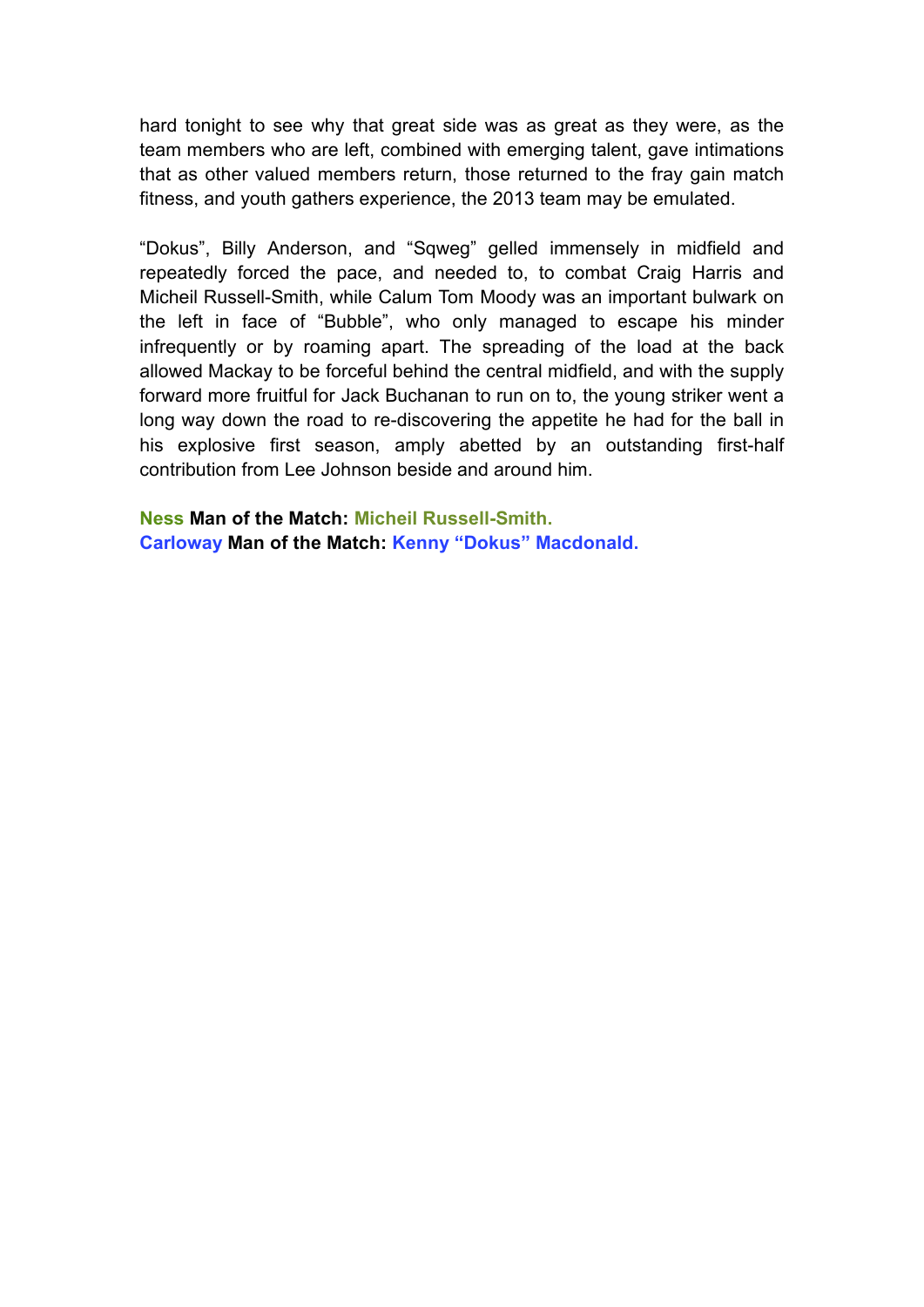hard tonight to see why that great side was as great as they were, as the team members who are left, combined with emerging talent, gave intimations that as other valued members return, those returned to the fray gain match fitness, and youth gathers experience, the 2013 team may be emulated.

"Dokus", Billy Anderson, and "Sqweg" gelled immensely in midfield and repeatedly forced the pace, and needed to, to combat Craig Harris and Micheil Russell-Smith, while Calum Tom Moody was an important bulwark on the left in face of "Bubble", who only managed to escape his minder infrequently or by roaming apart. The spreading of the load at the back allowed Mackay to be forceful behind the central midfield, and with the supply forward more fruitful for Jack Buchanan to run on to, the young striker went a long way down the road to re-discovering the appetite he had for the ball in his explosive first season, amply abetted by an outstanding first-half contribution from Lee Johnson beside and around him.

**Ness Man of the Match: Micheil Russell-Smith.**
**Carloway Man of the Match: Kenny "Dokus" Macdonald.**